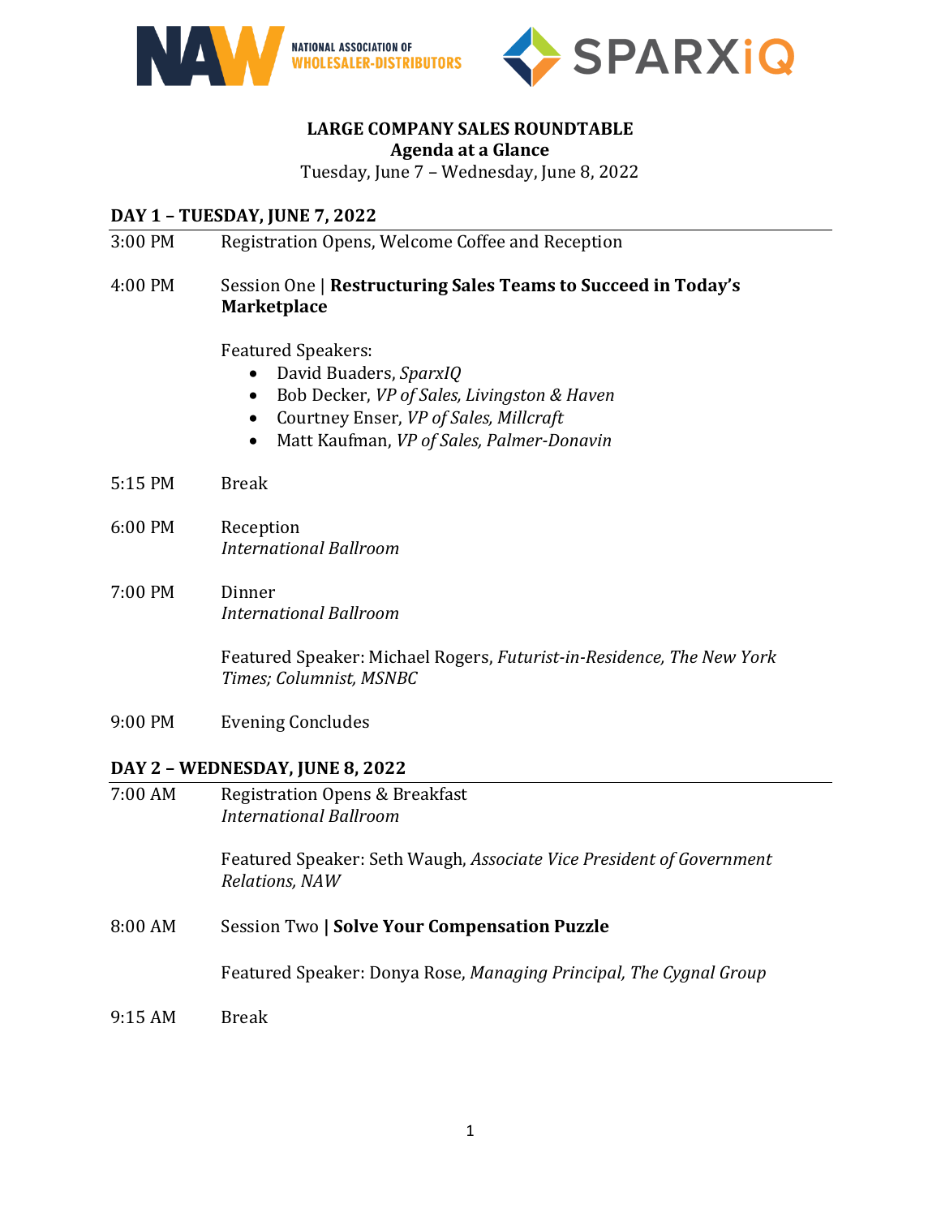**LARGE COMPANY SALES ROUNDTABLE**
**Agenda at a Glance**
Tuesday, June 7 – Wednesday, June 8, 2022

## DAY 1 – TUESDAY, JUNE 7, 2022

3:00 PM Registration Opens, Welcome Coffee and Reception

4:00 PM Session One | **Restructuring Sales Teams to Succeed in Today's Marketplace**

Featured Speakers:
- David Buaders, *SparxIQ*
- Bob Decker, *VP of Sales, Livingston & Haven*
- Courtney Enser, *VP of Sales, Millcraft*
- Matt Kaufman, *VP of Sales, Palmer-Donavin*

5:15 PM Break

6:00 PM Reception
*International Ballroom*

7:00 PM Dinner
*International Ballroom*

Featured Speaker: Michael Rogers, *Futurist-in-Residence, The New York Times; Columnist, MSNBC*

9:00 PM Evening Concludes

## DAY 2 – WEDNESDAY, JUNE 8, 2022

7:00 AM Registration Opens & Breakfast
*International Ballroom*

Featured Speaker: Seth Waugh, *Associate Vice President of Government Relations, NAW*

8:00 AM Session Two **| Solve Your Compensation Puzzle**

Featured Speaker: Donya Rose, *Managing Principal, The Cygnal Group*

9:15 AM Break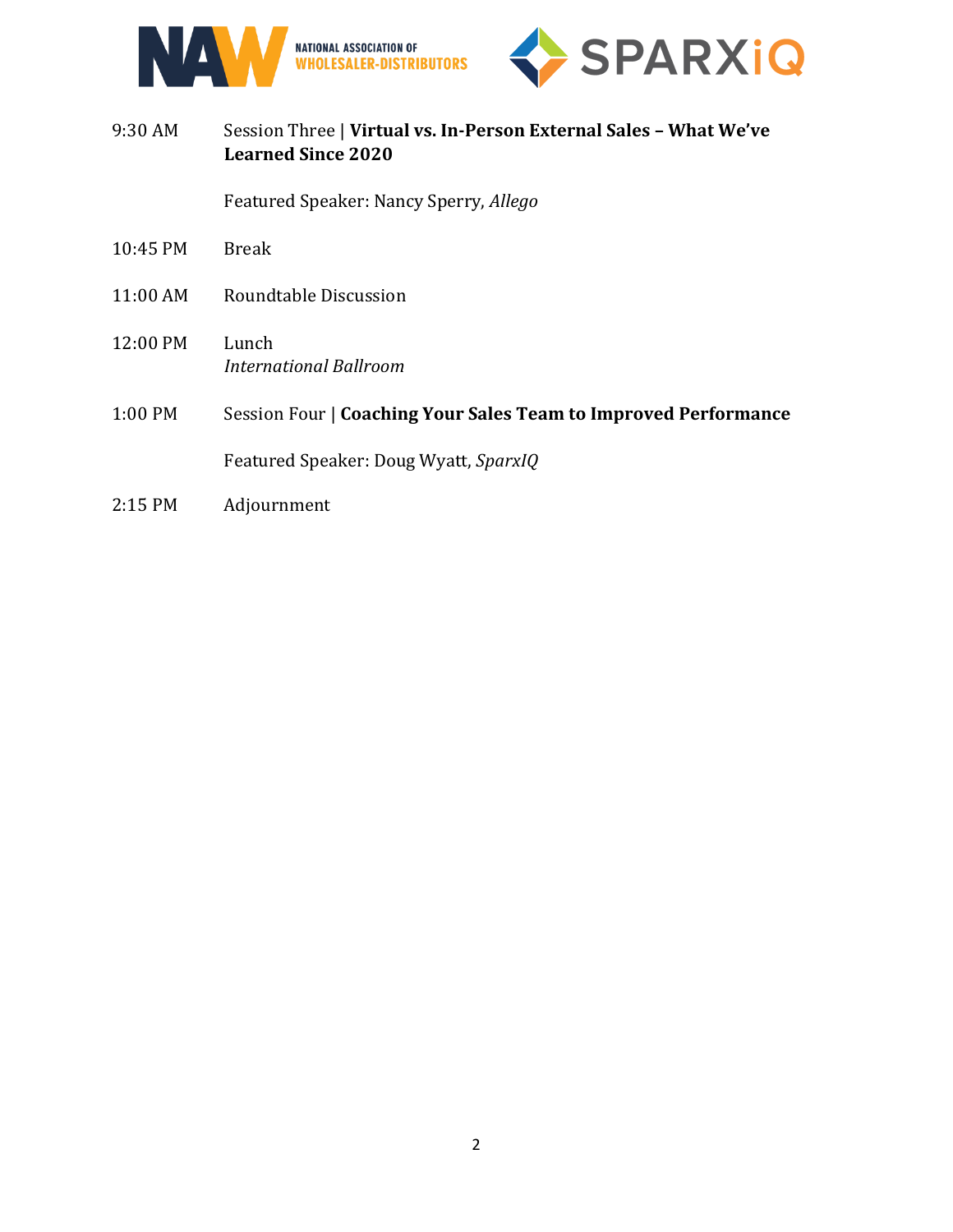9:30 AM Session Three | **Virtual vs. In-Person External Sales – What We've Learned Since 2020**

Featured Speaker: Nancy Sperry, *Allego*

10:45 PM Break

11:00 AM Roundtable Discussion

12:00 PM Lunch
*International Ballroom*

1:00 PM Session Four | **Coaching Your Sales Team to Improved Performance**

Featured Speaker: Doug Wyatt, *SparxIQ*

2:15 PM Adjournment